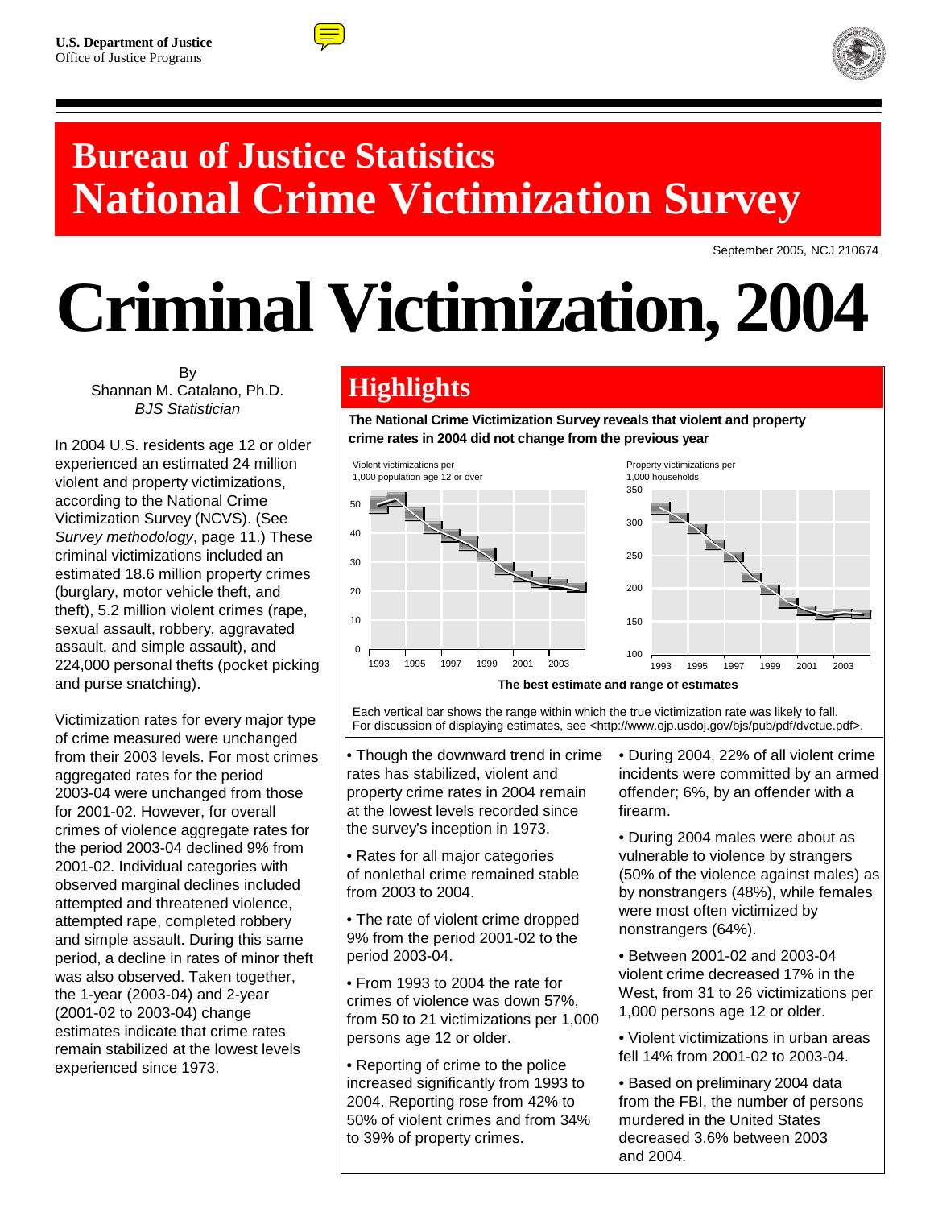U.S. Department of Justice
Office of Justice Programs

# Bureau of Justice Statistics
# National Crime Victimization Survey

September 2005, NCJ 210674

# Criminal Victimization, 2004

By
Shannan M. Catalano, Ph.D.
*BJS Statistician*

In 2004 U.S. residents age 12 or older experienced an estimated 24 million violent and property victimizations, according to the National Crime Victimization Survey (NCVS). (See *Survey methodology*, page 11.) These criminal victimizations included an estimated 18.6 million property crimes (burglary, motor vehicle theft, and theft), 5.2 million violent crimes (rape, sexual assault, robbery, aggravated assault, and simple assault), and 224,000 personal thefts (pocket picking and purse snatching).

Victimization rates for every major type of crime measured were unchanged from their 2003 levels. For most crimes aggregated rates for the period 2003-04 were unchanged from those for 2001-02. However, for overall crimes of violence aggregate rates for the period 2003-04 declined 9% from 2001-02. Individual categories with observed marginal declines included attempted and threatened violence, attempted rape, completed robbery and simple assault. During this same period, a decline in rates of minor theft was also observed. Taken together, the 1-year (2003-04) and 2-year (2001-02 to 2003-04) change estimates indicate that crime rates remain stabilized at the lowest levels experienced since 1973.

## Highlights

**The National Crime Victimization Survey reveals that violent and property crime rates in 2004 did not change from the previous year**

Violent victimizations per 1,000 population age 12 or over

Property victimizations per 1,000 households

**The best estimate and range of estimates**

Each vertical bar shows the range within which the true victimization rate was likely to fall. For discussion of displaying estimates, see <http://www.ojp.usdoj.gov/bjs/pub/pdf/dvctue.pdf>.

- Though the downward trend in crime rates has stabilized, violent and property crime rates in 2004 remain at the lowest levels recorded since the survey's inception in 1973.
- Rates for all major categories of nonlethal crime remained stable from 2003 to 2004.
- The rate of violent crime dropped 9% from the period 2001-02 to the period 2003-04.
- From 1993 to 2004 the rate for crimes of violence was down 57%, from 50 to 21 victimizations per 1,000 persons age 12 or older.
- Reporting of crime to the police increased significantly from 1993 to 2004. Reporting rose from 42% to 50% of violent crimes and from 34% to 39% of property crimes.
- During 2004, 22% of all violent crime incidents were committed by an armed offender; 6%, by an offender with a firearm.
- During 2004 males were about as vulnerable to violence by strangers (50% of the violence against males) as by nonstrangers (48%), while females were most often victimized by nonstrangers (64%).
- Between 2001-02 and 2003-04 violent crime decreased 17% in the West, from 31 to 26 victimizations per 1,000 persons age 12 or older.
- Violent victimizations in urban areas fell 14% from 2001-02 to 2003-04.
- Based on preliminary 2004 data from the FBI, the number of persons murdered in the United States decreased 3.6% between 2003 and 2004.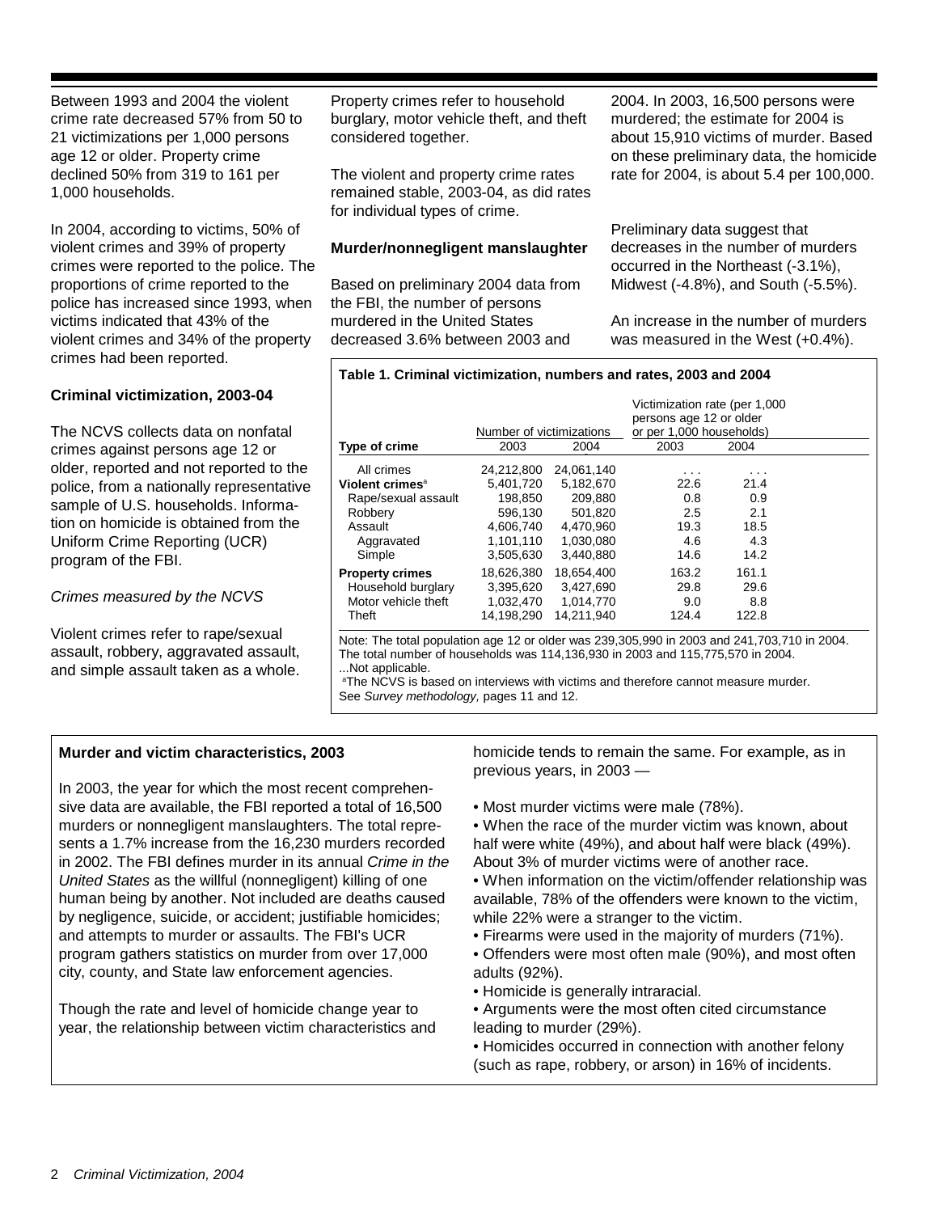Between 1993 and 2004 the violent crime rate decreased 57% from 50 to 21 victimizations per 1,000 persons age 12 or older. Property crime declined 50% from 319 to 161 per 1,000 households.

In 2004, according to victims, 50% of violent crimes and 39% of property crimes were reported to the police. The proportions of crime reported to the police has increased since 1993, when victims indicated that 43% of the violent crimes and 34% of the property crimes had been reported.

**Criminal victimization, 2003-04**

The NCVS collects data on nonfatal crimes against persons age 12 or older, reported and not reported to the police, from a nationally representative sample of U.S. households. Information on homicide is obtained from the Uniform Crime Reporting (UCR) program of the FBI.

*Crimes measured by the NCVS*

Violent crimes refer to rape/sexual assault, robbery, aggravated assault, and simple assault taken as a whole. Property crimes refer to household burglary, motor vehicle theft, and theft considered together.

The violent and property crime rates remained stable, 2003-04, as did rates for individual types of crime.

**Murder/nonnegligent manslaughter**

Based on preliminary 2004 data from the FBI, the number of persons murdered in the United States decreased 3.6% between 2003 and 2004. In 2003, 16,500 persons were murdered; the estimate for 2004 is about 15,910 victims of murder. Based on these preliminary data, the homicide rate for 2004, is about 5.4 per 100,000.

Preliminary data suggest that decreases in the number of murders occurred in the Northeast (-3.1%), Midwest (-4.8%), and South (-5.5%).

An increase in the number of murders was measured in the West (+0.4%).

**Table 1. Criminal victimization, numbers and rates, 2003 and 2004**

| | Number of victimizations | | Victimization rate (per 1,000 persons age 12 or older or per 1,000 households) | |
|---|---|---|---|---|
| **Type of crime** | 2003 | 2004 | 2003 | 2004 |
| All crimes | 24,212,800 | 24,061,140 | . . . | . . . |
| **Violent crimes**[a] | 5,401,720 | 5,182,670 | 22.6 | 21.4 |
| Rape/sexual assault | 198,850 | 209,880 | 0.8 | 0.9 |
| Robbery | 596,130 | 501,820 | 2.5 | 2.1 |
| Assault | 4,606,740 | 4,470,960 | 19.3 | 18.5 |
| Aggravated | 1,101,110 | 1,030,080 | 4.6 | 4.3 |
| Simple | 3,505,630 | 3,440,880 | 14.6 | 14.2 |
| **Property crimes** | 18,626,380 | 18,654,400 | 163.2 | 161.1 |
| Household burglary | 3,395,620 | 3,427,690 | 29.8 | 29.6 |
| Motor vehicle theft | 1,032,470 | 1,014,770 | 9.0 | 8.8 |
| Theft | 14,198,290 | 14,211,940 | 124.4 | 122.8 |

Note: The total population age 12 or older was 239,305,990 in 2003 and 241,703,710 in 2004. The total number of households was 114,136,930 in 2003 and 115,775,570 in 2004.
...Not applicable.
[a]The NCVS is based on interviews with victims and therefore cannot measure murder. See *Survey methodology,* pages 11 and 12.

**Murder and victim characteristics, 2003**

In 2003, the year for which the most recent comprehensive data are available, the FBI reported a total of 16,500 murders or nonnegligent manslaughters. The total represents a 1.7% increase from the 16,230 murders recorded in 2002. The FBI defines murder in its annual *Crime in the United States* as the willful (nonnegligent) killing of one human being by another. Not included are deaths caused by negligence, suicide, or accident; justifiable homicides; and attempts to murder or assaults. The FBI's UCR program gathers statistics on murder from over 17,000 city, county, and State law enforcement agencies.

Though the rate and level of homicide change year to year, the relationship between victim characteristics and homicide tends to remain the same. For example, as in previous years, in 2003 —

- Most murder victims were male (78%).
- When the race of the murder victim was known, about half were white (49%), and about half were black (49%). About 3% of murder victims were of another race.
- When information on the victim/offender relationship was available, 78% of the offenders were known to the victim, while 22% were a stranger to the victim.
- Firearms were used in the majority of murders (71%).
- Offenders were most often male (90%), and most often adults (92%).
- Homicide is generally intraracial.
- Arguments were the most often cited circumstance leading to murder (29%).
- Homicides occurred in connection with another felony (such as rape, robbery, or arson) in 16% of incidents.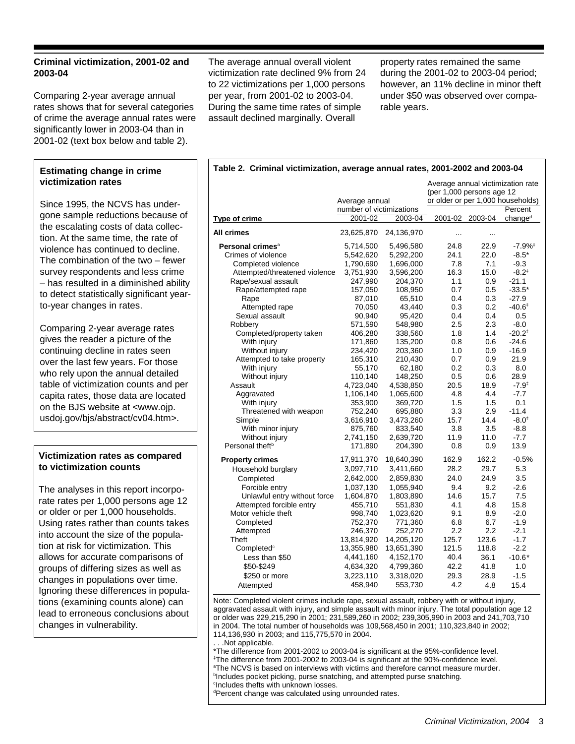### Criminal victimization, 2001-02 and 2003-04

Comparing 2-year average annual rates shows that for several categories of crime the average annual rates were significantly lower in 2003-04 than in 2001-02 (text box below and table 2).

The average annual overall violent victimization rate declined 9% from 24 to 22 victimizations per 1,000 persons per year, from 2001-02 to 2003-04. During the same time rates of simple assault declined marginally. Overall property rates remained the same during the 2001-02 to 2003-04 period; however, an 11% decline in minor theft under $50 was observed over comparable years.

#### Estimating change in crime victimization rates

Since 1995, the NCVS has undergone sample reductions because of the escalating costs of data collection. At the same time, the rate of violence has continued to decline. The combination of the two – fewer survey respondents and less crime – has resulted in a diminished ability to detect statistically significant year-to-year changes in rates.

Comparing 2-year average rates gives the reader a picture of the continuing decline in rates seen over the last few years. For those who rely upon the annual detailed table of victimization counts and per capita rates, those data are located on the BJS website at <www.ojp.usdoj.gov/bjs/abstract/cv04.htm>.

#### Victimization rates as compared to victimization counts

The analyses in this report incorporate rates per 1,000 persons age 12 or older or per 1,000 households. Using rates rather than counts takes into account the size of the population at risk for victimization. This allows for accurate comparisons of groups of differing sizes as well as changes in populations over time. Ignoring these differences in populations (examining counts alone) can lead to erroneous conclusions about changes in vulnerability.

**Table 2. Criminal victimization, average annual rates, 2001-2002 and 2003-04**

| | Average annual number of victimizations | | Average annual victimization rate (per 1,000 persons age 12 or older or per 1,000 households) | | |
|---|---|---|---|---|---|
| Type of crime | 2001-02 | 2003-04 | 2001-02 | 2003-04 | Percent change[d] |
| **All crimes** | 23,625,870 | 24,136,970 | ... | ... | |
| **Personal crimes**[a] | 5,714,500 | 5,496,580 | 24.8 | 22.9 | -7.9%‡ |
| Crimes of violence | 5,542,620 | 5,292,200 | 24.1 | 22.0 | -8.5* |
| Completed violence | 1,790,690 | 1,696,000 | 7.8 | 7.1 | -9.3 |
| Attempted/threatened violence | 3,751,930 | 3,596,200 | 16.3 | 15.0 | -8.2‡ |
| Rape/sexual assault | 247,990 | 204,370 | 1.1 | 0.9 | -21.1 |
| Rape/attempted rape | 157,050 | 108,950 | 0.7 | 0.5 | -33.5* |
| Rape | 87,010 | 65,510 | 0.4 | 0.3 | -27.9 |
| Attempted rape | 70,050 | 43,440 | 0.3 | 0.2 | -40.6‡ |
| Sexual assault | 90,940 | 95,420 | 0.4 | 0.4 | 0.5 |
| Robbery | 571,590 | 548,980 | 2.5 | 2.3 | -8.0 |
| Completed/property taken | 406,280 | 338,560 | 1.8 | 1.4 | -20.2‡ |
| With injury | 171,860 | 135,200 | 0.8 | 0.6 | -24.6 |
| Without injury | 234,420 | 203,360 | 1.0 | 0.9 | -16.9 |
| Attempted to take property | 165,310 | 210,430 | 0.7 | 0.9 | 21.9 |
| With injury | 55,170 | 62,180 | 0.2 | 0.3 | 8.0 |
| Without injury | 110,140 | 148,250 | 0.5 | 0.6 | 28.9 |
| Assault | 4,723,040 | 4,538,850 | 20.5 | 18.9 | -7.9‡ |
| Aggravated | 1,106,140 | 1,065,600 | 4.8 | 4.4 | -7.7 |
| With injury | 353,900 | 369,720 | 1.5 | 1.5 | 0.1 |
| Threatened with weapon | 752,240 | 695,880 | 3.3 | 2.9 | -11.4 |
| Simple | 3,616,910 | 3,473,260 | 15.7 | 14.4 | -8.0‡ |
| With minor injury | 875,760 | 833,540 | 3.8 | 3.5 | -8.8 |
| Without injury | 2,741,150 | 2,639,720 | 11.9 | 11.0 | -7.7 |
| Personal theft[b] | 171,890 | 204,390 | 0.8 | 0.9 | 13.9 |
| **Property crimes** | 17,911,370 | 18,640,390 | 162.9 | 162.2 | -0.5% |
| Household burglary | 3,097,710 | 3,411,660 | 28.2 | 29.7 | 5.3 |
| Completed | 2,642,000 | 2,859,830 | 24.0 | 24.9 | 3.5 |
| Forcible entry | 1,037,130 | 1,055,940 | 9.4 | 9.2 | -2.6 |
| Unlawful entry without force | 1,604,870 | 1,803,890 | 14.6 | 15.7 | 7.5 |
| Attempted forcible entry | 455,710 | 551,830 | 4.1 | 4.8 | 15.8 |
| Motor vehicle theft | 998,740 | 1,023,620 | 9.1 | 8.9 | -2.0 |
| Completed | 752,370 | 771,360 | 6.8 | 6.7 | -1.9 |
| Attempted | 246,370 | 252,270 | 2.2 | 2.2 | -2.1 |
| Theft | 13,814,920 | 14,205,120 | 125.7 | 123.6 | -1.7 |
| Completed[c] | 13,355,980 | 13,651,390 | 121.5 | 118.8 | -2.2 |
| Less than $50 | 4,441,160 | 4,152,170 | 40.4 | 36.1 | -10.6* |
| $50-$249 | 4,634,320 | 4,799,360 | 42.2 | 41.8 | 1.0 |
| $250 or more | 3,223,110 | 3,318,020 | 29.3 | 28.9 | -1.5 |
| Attempted | 458,940 | 553,730 | 4.2 | 4.8 | 15.4 |

Note: Completed violent crimes include rape, sexual assault, robbery with or without injury, aggravated assault with injury, and simple assault with minor injury. The total population age 12 or older was 229,215,290 in 2001; 231,589,260 in 2002; 239,305,990 in 2003 and 241,703,710 in 2004. The total number of households was 109,568,450 in 2001; 110,323,840 in 2002; 114,136,930 in 2003; and 115,775,570 in 2004.

. . .Not applicable.

*The difference from 2001-2002 to 2003-04 is significant at the 95%-confidence level.

‡The difference from 2001-2002 to 2003-04 is significant at the 90%-confidence level.

[a]The NCVS is based on interviews with victims and therefore cannot measure murder.

[b]Includes pocket picking, purse snatching, and attempted purse snatching.

[c]Includes thefts with unknown losses.

[d]Percent change was calculated using unrounded rates.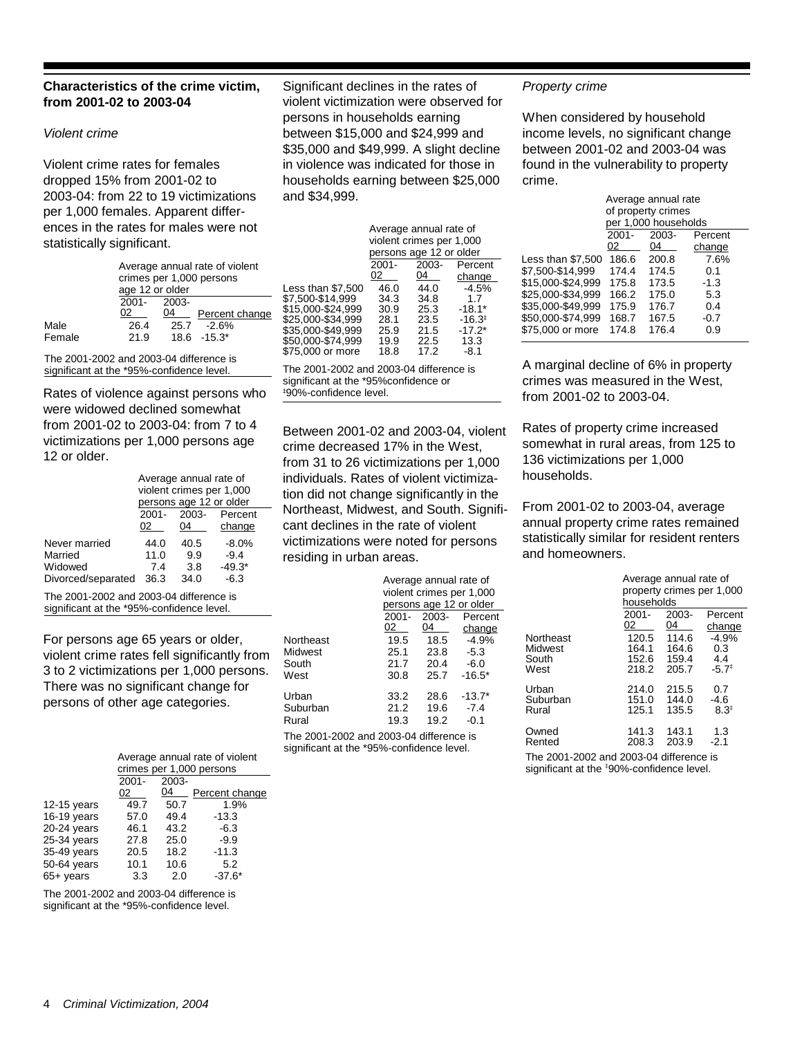### Characteristics of the crime victim, from 2001-02 to 2003-04

*Violent crime*

Violent crime rates for females dropped 15% from 2001-02 to 2003-04: from 22 to 19 victimizations per 1,000 females. Apparent differences in the rates for males were not statistically significant.

| | Average annual rate of violent crimes per 1,000 persons age 12 or older | | |
|---|---|---|---|
| | 2001-02 | 2003-04 | Percent change |
| Male | 26.4 | 25.7 | -2.6% |
| Female | 21.9 | 18.6 | -15.3* |

The 2001-2002 and 2003-04 difference is significant at the *95%-confidence level.

Rates of violence against persons who were widowed declined somewhat from 2001-02 to 2003-04: from 7 to 4 victimizations per 1,000 persons age 12 or older.

| | Average annual rate of violent crimes per 1,000 persons age 12 or older | | |
|---|---|---|---|
| | 2001-02 | 2003-04 | Percent change |
| Never married | 44.0 | 40.5 | -8.0% |
| Married | 11.0 | 9.9 | -9.4 |
| Widowed | 7.4 | 3.8 | -49.3* |
| Divorced/separated | 36.3 | 34.0 | -6.3 |

The 2001-2002 and 2003-04 difference is significant at the *95%-confidence level.

For persons age 65 years or older, violent crime rates fell significantly from 3 to 2 victimizations per 1,000 persons. There was no significant change for persons of other age categories.

| | Average annual rate of violent crimes per 1,000 persons | | |
|---|---|---|---|
| | 2001-02 | 2003-04 | Percent change |
| 12-15 years | 49.7 | 50.7 | 1.9% |
| 16-19 years | 57.0 | 49.4 | -13.3 |
| 20-24 years | 46.1 | 43.2 | -6.3 |
| 25-34 years | 27.8 | 25.0 | -9.9 |
| 35-49 years | 20.5 | 18.2 | -11.3 |
| 50-64 years | 10.1 | 10.6 | 5.2 |
| 65+ years | 3.3 | 2.0 | -37.6* |

The 2001-2002 and 2003-04 difference is significant at the *95%-confidence level.

Significant declines in the rates of violent victimization were observed for persons in households earning between $15,000 and $24,999 and $35,000 and $49,999. A slight decline in violence was indicated for those in households earning between $25,000 and $34,999.

| | Average annual rate of violent crimes per 1,000 persons age 12 or older | | |
|---|---|---|---|
| | 2001-02 | 2003-04 | Percent change |
| Less than $7,500 | 46.0 | 44.0 | -4.5% |
| $7,500-$14,999 | 34.3 | 34.8 | 1.7 |
| $15,000-$24,999 | 30.9 | 25.3 | -18.1* |
| $25,000-$34,999 | 28.1 | 23.5 | -16.3‡ |
| $35,000-$49,999 | 25.9 | 21.5 | -17.2* |
| $50,000-$74,999 | 19.9 | 22.5 | 13.3 |
| $75,000 or more | 18.8 | 17.2 | -8.1 |

The 2001-2002 and 2003-04 difference is significant at the *95%confidence or ‡90%-confidence level.

Between 2001-02 and 2003-04, violent crime decreased 17% in the West, from 31 to 26 victimizations per 1,000 individuals. Rates of violent victimization did not change significantly in the Northeast, Midwest, and South. Significant declines in the rate of violent victimizations were noted for persons residing in urban areas.

| | Average annual rate of violent crimes per 1,000 persons age 12 or older | | |
|---|---|---|---|
| | 2001-02 | 2003-04 | Percent change |
| Northeast | 19.5 | 18.5 | -4.9% |
| Midwest | 25.1 | 23.8 | -5.3 |
| South | 21.7 | 20.4 | -6.0 |
| West | 30.8 | 25.7 | -16.5* |
| Urban | 33.2 | 28.6 | -13.7* |
| Suburban | 21.2 | 19.6 | -7.4 |
| Rural | 19.3 | 19.2 | -0.1 |

The 2001-2002 and 2003-04 difference is significant at the *95%-confidence level.

*Property crime*

When considered by household income levels, no significant change between 2001-02 and 2003-04 was found in the vulnerability to property crime.

| | Average annual rate of property crimes per 1,000 households | | |
|---|---|---|---|
| | 2001-02 | 2003-04 | Percent change |
| Less than $7,500 | 186.6 | 200.8 | 7.6% |
| $7,500-$14,999 | 174.4 | 174.5 | 0.1 |
| $15,000-$24,999 | 175.8 | 173.5 | -1.3 |
| $25,000-$34,999 | 166.2 | 175.0 | 5.3 |
| $35,000-$49,999 | 175.9 | 176.7 | 0.4 |
| $50,000-$74,999 | 168.7 | 167.5 | -0.7 |
| $75,000 or more | 174.8 | 176.4 | 0.9 |

A marginal decline of 6% in property crimes was measured in the West, from 2001-02 to 2003-04.

Rates of property crime increased somewhat in rural areas, from 125 to 136 victimizations per 1,000 households.

From 2001-02 to 2003-04, average annual property crime rates remained statistically similar for resident renters and homeowners.

| | Average annual rate of property crimes per 1,000 households | | |
|---|---|---|---|
| | 2001-02 | 2003-04 | Percent change |
| Northeast | 120.5 | 114.6 | -4.9% |
| Midwest | 164.1 | 164.6 | 0.3 |
| South | 152.6 | 159.4 | 4.4 |
| West | 218.2 | 205.7 | -5.7‡ |
| Urban | 214.0 | 215.5 | 0.7 |
| Suburban | 151.0 | 144.0 | -4.6 |
| Rural | 125.1 | 135.5 | 8.3‡ |
| Owned | 141.3 | 143.1 | 1.3 |
| Rented | 208.3 | 203.9 | -2.1 |

The 2001-2002 and 2003-04 difference is significant at the ‡90%-confidence level.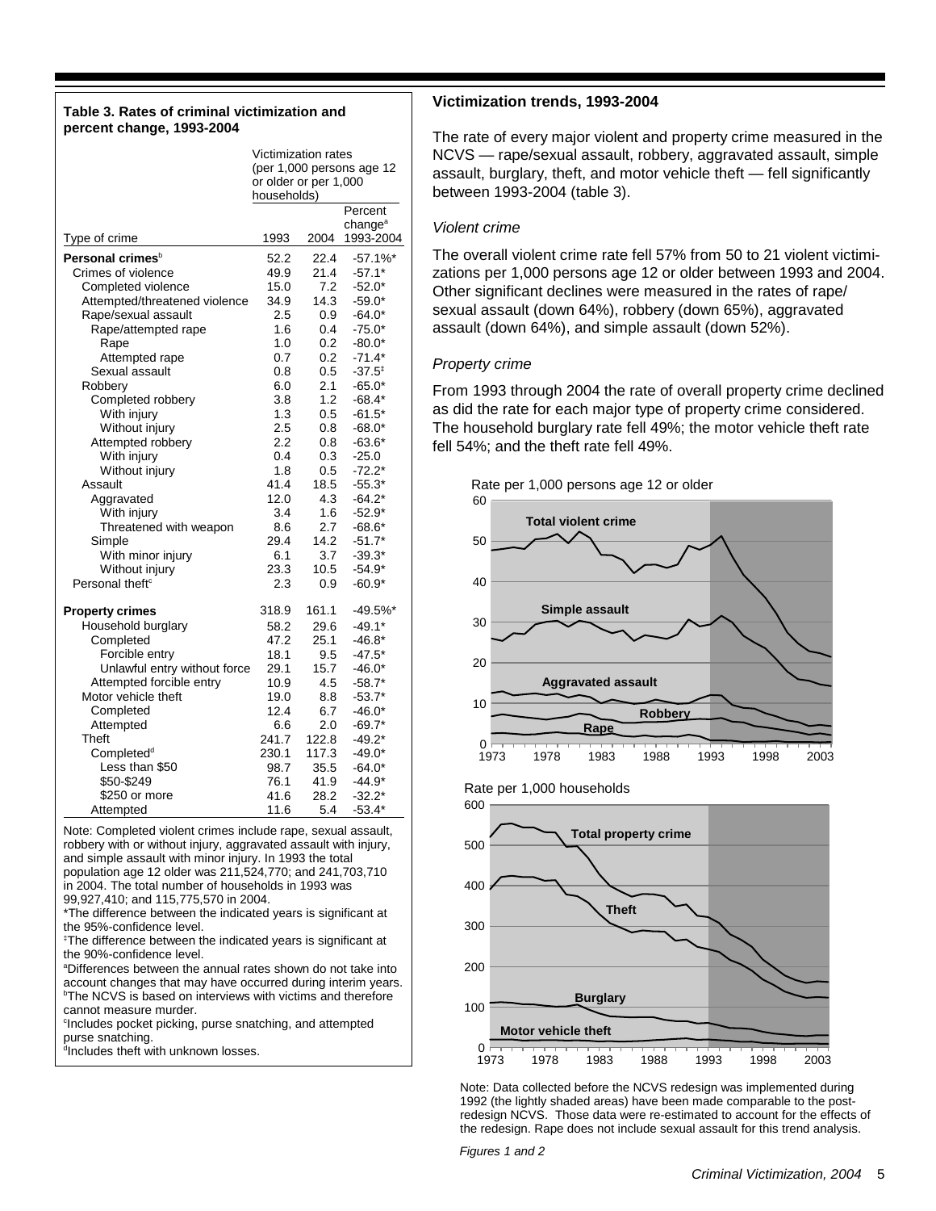**Table 3. Rates of criminal victimization and percent change, 1993-2004**

| Type of crime | Victimization rates (per 1,000 persons age 12 or older or per 1,000 households) 1993 | 2004 | Percent change[a] 1993-2004 |
|---|---|---|---|
| **Personal crimes**[b] | 52.2 | 22.4 | -57.1%* |
| Crimes of violence | 49.9 | 21.4 | -57.1* |
| Completed violence | 15.0 | 7.2 | -52.0* |
| Attempted/threatened violence | 34.9 | 14.3 | -59.0* |
| Rape/sexual assault | 2.5 | 0.9 | -64.0* |
| Rape/attempted rape | 1.6 | 0.4 | -75.0* |
| Rape | 1.0 | 0.2 | -80.0* |
| Attempted rape | 0.7 | 0.2 | -71.4* |
| Sexual assault | 0.8 | 0.5 | -37.5‡ |
| Robbery | 6.0 | 2.1 | -65.0* |
| Completed robbery | 3.8 | 1.2 | -68.4* |
| With injury | 1.3 | 0.5 | -61.5* |
| Without injury | 2.5 | 0.8 | -68.0* |
| Attempted robbery | 2.2 | 0.8 | -63.6* |
| With injury | 0.4 | 0.3 | -25.0 |
| Without injury | 1.8 | 0.5 | -72.2* |
| Assault | 41.4 | 18.5 | -55.3* |
| Aggravated | 12.0 | 4.3 | -64.2* |
| With injury | 3.4 | 1.6 | -52.9* |
| Threatened with weapon | 8.6 | 2.7 | -68.6* |
| Simple | 29.4 | 14.2 | -51.7* |
| With minor injury | 6.1 | 3.7 | -39.3* |
| Without injury | 23.3 | 10.5 | -54.9* |
| Personal theft[c] | 2.3 | 0.9 | -60.9* |
| **Property crimes** | 318.9 | 161.1 | -49.5%* |
| Household burglary | 58.2 | 29.6 | -49.1* |
| Completed | 47.2 | 25.1 | -46.8* |
| Forcible entry | 18.1 | 9.5 | -47.5* |
| Unlawful entry without force | 29.1 | 15.7 | -46.0* |
| Attempted forcible entry | 10.9 | 4.5 | -58.7* |
| Motor vehicle theft | 19.0 | 8.8 | -53.7* |
| Completed | 12.4 | 6.7 | -46.0* |
| Attempted | 6.6 | 2.0 | -69.7* |
| Theft | 241.7 | 122.8 | -49.2* |
| Completed[d] | 230.1 | 117.3 | -49.0* |
| Less than $50 | 98.7 | 35.5 | -64.0* |
| $50-$249 | 76.1 | 41.9 | -44.9* |
| $250 or more | 41.6 | 28.2 | -32.2* |
| Attempted | 11.6 | 5.4 | -53.4* |

Note: Completed violent crimes include rape, sexual assault, robbery with or without injury, aggravated assault with injury, and simple assault with minor injury. In 1993 the total population age 12 older was 211,524,770; and 241,703,710 in 2004. The total number of households in 1993 was 99,927,410; and 115,775,570 in 2004.

*The difference between the indicated years is significant at the 95%-confidence level.

‡The difference between the indicated years is significant at the 90%-confidence level.

[a]Differences between the annual rates shown do not take into account changes that may have occurred during interim years.

[b]The NCVS is based on interviews with victims and therefore cannot measure murder.

[c]Includes pocket picking, purse snatching, and attempted purse snatching.

[d]Includes theft with unknown losses.

### Victimization trends, 1993-2004

The rate of every major violent and property crime measured in the NCVS — rape/sexual assault, robbery, aggravated assault, simple assault, burglary, theft, and motor vehicle theft — fell significantly between 1993-2004 (table 3).

*Violent crime*

The overall violent crime rate fell 57% from 50 to 21 violent victimizations per 1,000 persons age 12 or older between 1993 and 2004. Other significant declines were measured in the rates of rape/sexual assault (down 64%), robbery (down 65%), aggravated assault (down 64%), and simple assault (down 52%).

*Property crime*

From 1993 through 2004 the rate of overall property crime declined as did the rate for each major type of property crime considered. The household burglary rate fell 49%; the motor vehicle theft rate fell 54%; and the theft rate fell 49%.

Note: Data collected before the NCVS redesign was implemented during 1992 (the lightly shaded areas) have been made comparable to the post-redesign NCVS. Those data were re-estimated to account for the effects of the redesign. Rape does not include sexual assault for this trend analysis.

*Figures 1 and 2*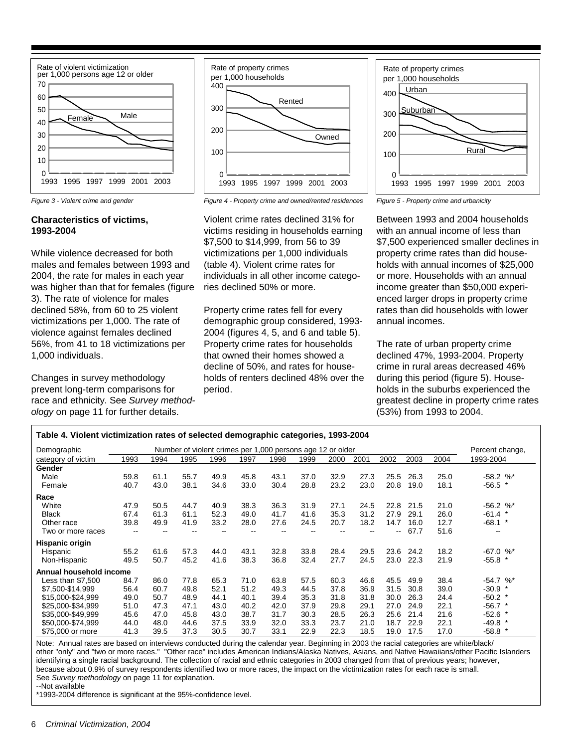Figure 3 - Violent crime and gender

Figure 4 - Property crime and owned/rented residences

Figure 5 - Property crime and urbanicity

### Characteristics of victims, 1993-2004

While violence decreased for both males and females between 1993 and 2004, the rate for males in each year was higher than that for females (figure 3). The rate of violence for males declined 58%, from 60 to 25 violent victimizations per 1,000. The rate of violence against females declined 56%, from 41 to 18 victimizations per 1,000 individuals.

Changes in survey methodology prevent long-term comparisons for race and ethnicity. See *Survey methodology* on page 11 for further details.

Violent crime rates declined 31% for victims residing in households earning $7,500 to $14,999, from 56 to 39 victimizations per 1,000 individuals (table 4). Violent crime rates for individuals in all other income categories declined 50% or more.

Property crime rates fell for every demographic group considered, 1993-2004 (figures 4, 5, and 6 and table 5). Property crime rates for households that owned their homes showed a decline of 50%, and rates for households of renters declined 48% over the period.

Between 1993 and 2004 households with an annual income of less than $7,500 experienced smaller declines in property crime rates than did households with annual incomes of $25,000 or more. Households with an annual income greater than $50,000 experienced larger drops in property crime rates than did households with lower annual incomes.

The rate of urban property crime declined 47%, 1993-2004. Property crime in rural areas decreased 46% during this period (figure 5). Households in the suburbs experienced the greatest decline in property crime rates (53%) from 1993 to 2004.

**Table 4. Violent victimization rates of selected demographic categories, 1993-2004**

| Demographic category of victim | 1993 | 1994 | 1995 | 1996 | 1997 | 1998 | 1999 | 2000 | 2001 | 2002 | 2003 | 2004 | Percent change, 1993-2004 |
|---|---|---|---|---|---|---|---|---|---|---|---|---|---|
| | Number of violent crimes per 1,000 persons age 12 or older | | | | | | | | | | | | |
| **Gender** | | | | | | | | | | | | | |
| Male | 59.8 | 61.1 | 55.7 | 49.9 | 45.8 | 43.1 | 37.0 | 32.9 | 27.3 | 25.5 | 26.3 | 25.0 | -58.2 %* |
| Female | 40.7 | 43.0 | 38.1 | 34.6 | 33.0 | 30.4 | 28.8 | 23.2 | 23.0 | 20.8 | 19.0 | 18.1 | -56.5 * |
| **Race** | | | | | | | | | | | | | |
| White | 47.9 | 50.5 | 44.7 | 40.9 | 38.3 | 36.3 | 31.9 | 27.1 | 24.5 | 22.8 | 21.5 | 21.0 | -56.2 %* |
| Black | 67.4 | 61.3 | 61.1 | 52.3 | 49.0 | 41.7 | 41.6 | 35.3 | 31.2 | 27.9 | 29.1 | 26.0 | -61.4 * |
| Other race | 39.8 | 49.9 | 41.9 | 33.2 | 28.0 | 27.6 | 24.5 | 20.7 | 18.2 | 14.7 | 16.0 | 12.7 | -68.1 * |
| Two or more races | -- | -- | -- | -- | -- | -- | -- | -- | -- | -- | 67.7 | 51.6 | -- |
| **Hispanic origin** | | | | | | | | | | | | | |
| Hispanic | 55.2 | 61.6 | 57.3 | 44.0 | 43.1 | 32.8 | 33.8 | 28.4 | 29.5 | 23.6 | 24.2 | 18.2 | -67.0 %* |
| Non-Hispanic | 49.5 | 50.7 | 45.2 | 41.6 | 38.3 | 36.8 | 32.4 | 27.7 | 24.5 | 23.0 | 22.3 | 21.9 | -55.8 * |
| **Annual household income** | | | | | | | | | | | | | |
| Less than $7,500 | 84.7 | 86.0 | 77.8 | 65.3 | 71.0 | 63.8 | 57.5 | 60.3 | 46.6 | 45.5 | 49.9 | 38.4 | -54.7 %* |
| $7,500-$14,999 | 56.4 | 60.7 | 49.8 | 52.1 | 51.2 | 49.3 | 44.5 | 37.8 | 36.9 | 31.5 | 30.8 | 39.0 | -30.9 * |
| $15,000-$24,999 | 49.0 | 50.7 | 48.9 | 44.1 | 40.1 | 39.4 | 35.3 | 31.8 | 31.8 | 30.0 | 26.3 | 24.4 | -50.2 * |
| $25,000-$34,999 | 51.0 | 47.3 | 47.1 | 43.0 | 40.2 | 42.0 | 37.9 | 29.8 | 29.1 | 27.0 | 24.9 | 22.1 | -56.7 * |
| $35,000-$49,999 | 45.6 | 47.0 | 45.8 | 43.0 | 38.7 | 31.7 | 30.3 | 28.5 | 26.3 | 25.6 | 21.4 | 21.6 | -52.6 * |
| $50,000-$74,999 | 44.0 | 48.0 | 44.6 | 37.5 | 33.9 | 32.0 | 33.3 | 23.7 | 21.0 | 18.7 | 22.9 | 22.1 | -49.8 * |
| $75,000 or more | 41.3 | 39.5 | 37.3 | 30.5 | 30.7 | 33.1 | 22.9 | 22.3 | 18.5 | 19.0 | 17.5 | 17.0 | -58.8 * |

Note: Annual rates are based on interviews conducted during the calendar year. Beginning in 2003 the racial categories are white/black/other "only" and "two or more races." "Other race" includes American Indians/Alaska Natives, Asians, and Native Hawaiians/other Pacific Islanders identifying a single racial background. The collection of racial and ethnic categories in 2003 changed from that of previous years; however, because about 0.9% of survey respondents identified two or more races, the impact on the victimization rates for each race is small. See *Survey methodology* on page 11 for explanation.
--Not available
*1993-2004 difference is significant at the 95%-confidence level.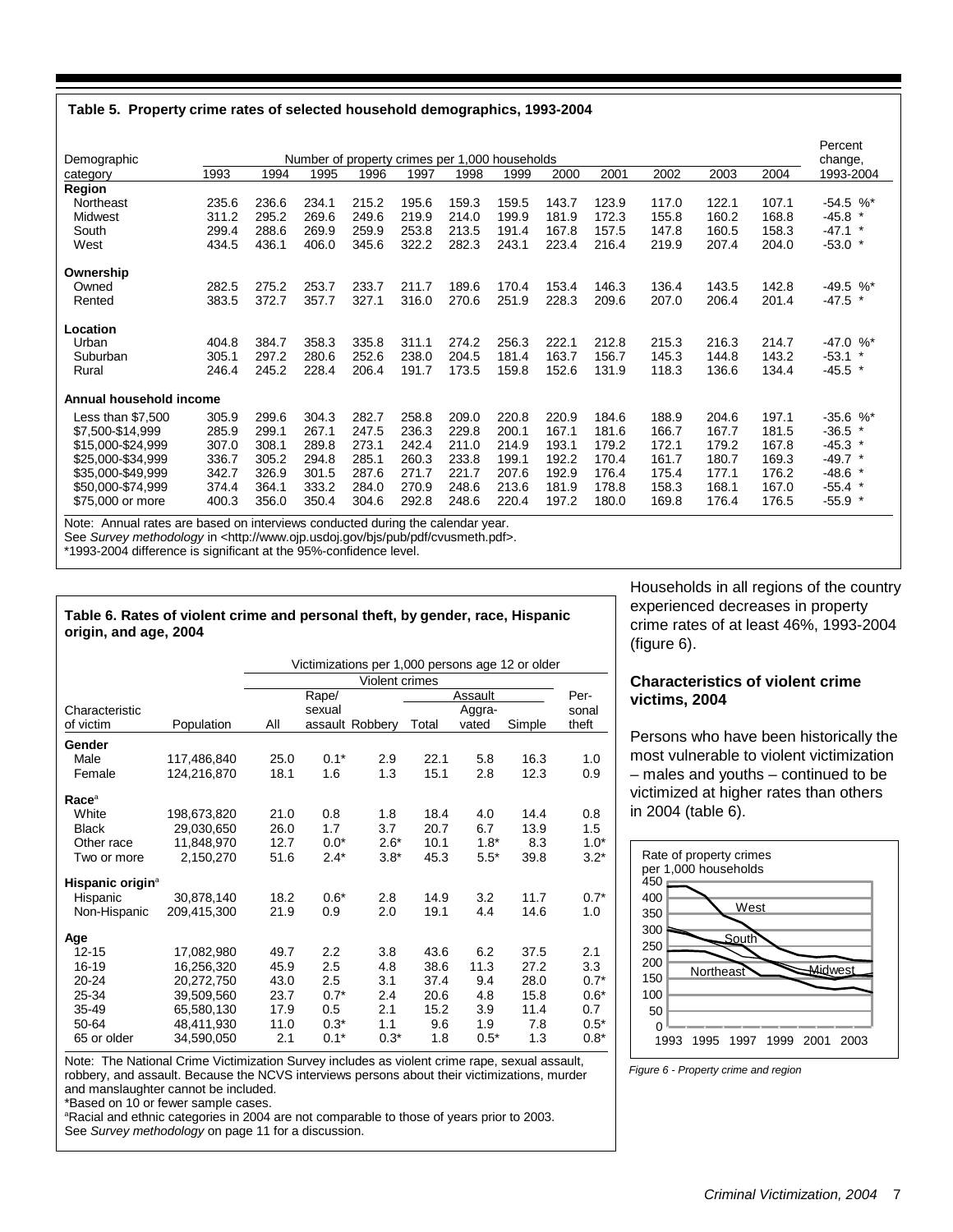**Table 5. Property crime rates of selected household demographics, 1993-2004**

| Demographic category | 1993 | 1994 | 1995 | 1996 | 1997 | 1998 | 1999 | 2000 | 2001 | 2002 | 2003 | 2004 | Percent change, 1993-2004 |
|---|---|---|---|---|---|---|---|---|---|---|---|---|---|
| | Number of property crimes per 1,000 households | | | | | | | | | | | | |
| **Region** | | | | | | | | | | | | | |
| Northeast | 235.6 | 236.6 | 234.1 | 215.2 | 195.6 | 159.3 | 159.5 | 143.7 | 123.9 | 117.0 | 122.1 | 107.1 | -54.5 %* |
| Midwest | 311.2 | 295.2 | 269.6 | 249.6 | 219.9 | 214.0 | 199.9 | 181.9 | 172.3 | 155.8 | 160.2 | 168.8 | -45.8 * |
| South | 299.4 | 288.6 | 269.9 | 259.9 | 253.8 | 213.5 | 191.4 | 167.8 | 157.5 | 147.8 | 160.5 | 158.3 | -47.1 * |
| West | 434.5 | 436.1 | 406.0 | 345.6 | 322.2 | 282.3 | 243.1 | 223.4 | 216.4 | 219.9 | 207.4 | 204.0 | -53.0 * |
| **Ownership** | | | | | | | | | | | | | |
| Owned | 282.5 | 275.2 | 253.7 | 233.7 | 211.7 | 189.6 | 170.4 | 153.4 | 146.3 | 136.4 | 143.5 | 142.8 | -49.5 %* |
| Rented | 383.5 | 372.7 | 357.7 | 327.1 | 316.0 | 270.6 | 251.9 | 228.3 | 209.6 | 207.0 | 206.4 | 201.4 | -47.5 * |
| **Location** | | | | | | | | | | | | | |
| Urban | 404.8 | 384.7 | 358.3 | 335.8 | 311.1 | 274.2 | 256.3 | 222.1 | 212.8 | 215.3 | 216.3 | 214.7 | -47.0 %* |
| Suburban | 305.1 | 297.2 | 280.6 | 252.6 | 238.0 | 204.5 | 181.4 | 163.7 | 156.7 | 145.3 | 144.8 | 143.2 | -53.1 * |
| Rural | 246.4 | 245.2 | 228.4 | 206.4 | 191.7 | 173.5 | 159.8 | 152.6 | 131.9 | 118.3 | 136.6 | 134.4 | -45.5 * |
| **Annual household income** | | | | | | | | | | | | | |
| Less than $7,500 | 305.9 | 299.6 | 304.3 | 282.7 | 258.8 | 209.0 | 220.8 | 220.9 | 184.6 | 188.9 | 204.6 | 197.1 | -35.6 %* |
| $7,500-$14,999 | 285.9 | 299.1 | 267.1 | 247.5 | 236.3 | 229.8 | 200.1 | 167.1 | 181.6 | 166.7 | 167.7 | 181.5 | -36.5 * |
| $15,000-$24,999 | 307.0 | 308.1 | 289.8 | 273.1 | 242.4 | 211.0 | 214.9 | 193.1 | 179.2 | 172.1 | 179.2 | 167.8 | -45.3 * |
| $25,000-$34,999 | 336.7 | 305.2 | 294.8 | 285.1 | 260.3 | 233.8 | 199.1 | 192.2 | 170.4 | 161.7 | 180.7 | 169.3 | -49.7 * |
| $35,000-$49,999 | 342.7 | 326.9 | 301.5 | 287.6 | 271.7 | 221.7 | 207.6 | 192.9 | 176.4 | 175.4 | 177.1 | 176.2 | -48.6 * |
| $50,000-$74,999 | 374.4 | 364.1 | 333.2 | 284.0 | 270.9 | 248.6 | 213.6 | 181.9 | 178.8 | 158.3 | 168.1 | 167.0 | -55.4 * |
| $75,000 or more | 400.3 | 356.0 | 350.4 | 304.6 | 292.8 | 248.6 | 220.4 | 197.2 | 180.0 | 169.8 | 176.4 | 176.5 | -55.9 * |

Note: Annual rates are based on interviews conducted during the calendar year.
See *Survey methodology* in <http://www.ojp.usdoj.gov/bjs/pub/pdf/cvusmeth.pdf>.
*1993-2004 difference is significant at the 95%-confidence level.

**Table 6. Rates of violent crime and personal theft, by gender, race, Hispanic origin, and age, 2004**

| Characteristic of victim | Population | Victimizations per 1,000 persons age 12 or older | | | | | | |
|---|---|---|---|---|---|---|---|---|
| | | Violent crimes | | | | | | |
| | | All | Rape/sexual assault | Robbery | Assault: Total | Assault: Aggravated | Assault: Simple | Personal theft |
| **Gender** | | | | | | | | |
| Male | 117,486,840 | 25.0 | 0.1* | 2.9 | 22.1 | 5.8 | 16.3 | 1.0 |
| Female | 124,216,870 | 18.1 | 1.6 | 1.3 | 15.1 | 2.8 | 12.3 | 0.9 |
| **Race**[a] | | | | | | | | |
| White | 198,673,820 | 21.0 | 0.8 | 1.8 | 18.4 | 4.0 | 14.4 | 0.8 |
| Black | 29,030,650 | 26.0 | 1.7 | 3.7 | 20.7 | 6.7 | 13.9 | 1.5 |
| Other race | 11,848,970 | 12.7 | 0.0* | 2.6* | 10.1 | 1.8* | 8.3 | 1.0* |
| Two or more | 2,150,270 | 51.6 | 2.4* | 3.8* | 45.3 | 5.5* | 39.8 | 3.2* |
| **Hispanic origin**[a] | | | | | | | | |
| Hispanic | 30,878,140 | 18.2 | 0.6* | 2.8 | 14.9 | 3.2 | 11.7 | 0.7* |
| Non-Hispanic | 209,415,300 | 21.9 | 0.9 | 2.0 | 19.1 | 4.4 | 14.6 | 1.0 |
| **Age** | | | | | | | | |
| 12-15 | 17,082,980 | 49.7 | 2.2 | 3.8 | 43.6 | 6.2 | 37.5 | 2.1 |
| 16-19 | 16,256,320 | 45.9 | 2.5 | 4.8 | 38.6 | 11.3 | 27.2 | 3.3 |
| 20-24 | 20,272,750 | 43.0 | 2.5 | 3.1 | 37.4 | 9.4 | 28.0 | 0.7* |
| 25-34 | 39,509,560 | 23.7 | 0.7* | 2.4 | 20.6 | 4.8 | 15.8 | 0.6* |
| 35-49 | 65,580,130 | 17.9 | 0.5 | 2.1 | 15.2 | 3.9 | 11.4 | 0.7 |
| 50-64 | 48,411,930 | 11.0 | 0.3* | 1.1 | 9.6 | 1.9 | 7.8 | 0.5* |
| 65 or older | 34,590,050 | 2.1 | 0.1* | 0.3* | 1.8 | 0.5* | 1.3 | 0.8* |

Note: The National Crime Victimization Survey includes as violent crime rape, sexual assault, robbery, and assault. Because the NCVS interviews persons about their victimizations, murder and manslaughter cannot be included.
*Based on 10 or fewer sample cases.
[a]Racial and ethnic categories in 2004 are not comparable to those of years prior to 2003.
See *Survey methodology* on page 11 for a discussion.

Households in all regions of the country experienced decreases in property crime rates of at least 46%, 1993-2004 (figure 6).

### Characteristics of violent crime victims, 2004

Persons who have been historically the most vulnerable to violent victimization – males and youths – continued to be victimized at higher rates than others in 2004 (table 6).

*Figure 6 - Property crime and region*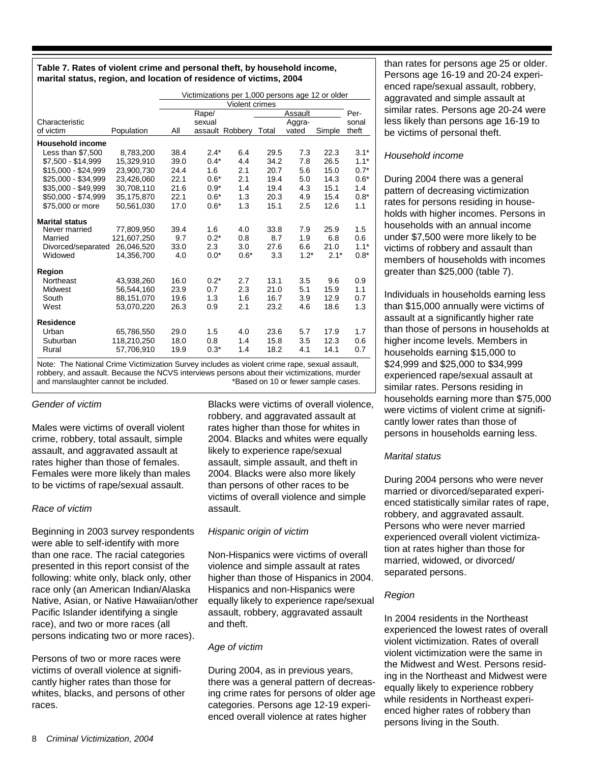**Table 7. Rates of violent crime and personal theft, by household income, marital status, region, and location of residence of victims, 2004**

| Characteristic of victim | Population | Victimizations per 1,000 persons age 12 or older | | | | | | |
|---|---|---|---|---|---|---|---|---|
| | | Violent crimes | | | | | | Personal theft |
| | | All | Rape/ sexual assault | Robbery | Assault Total | Assault Aggravated | Assault Simple | |
| **Household income** | | | | | | | | |
| Less than $7,500 | 8,783,200 | 38.4 | 2.4* | 6.4 | 29.5 | 7.3 | 22.3 | 3.1* |
| $7,500 - $14,999 | 15,329,910 | 39.0 | 0.4* | 4.4 | 34.2 | 7.8 | 26.5 | 1.1* |
| $15,000 - $24,999 | 23,900,730 | 24.4 | 1.6 | 2.1 | 20.7 | 5.6 | 15.0 | 0.7* |
| $25,000 - $34,999 | 23,426,060 | 22.1 | 0.6* | 2.1 | 19.4 | 5.0 | 14.3 | 0.6* |
| $35,000 - $49,999 | 30,708,110 | 21.6 | 0.9* | 1.4 | 19.4 | 4.3 | 15.1 | 1.4 |
| $50,000 - $74,999 | 35,175,870 | 22.1 | 0.6* | 1.3 | 20.3 | 4.9 | 15.4 | 0.8* |
| $75,000 or more | 50,561,030 | 17.0 | 0.6* | 1.3 | 15.1 | 2.5 | 12.6 | 1.1 |
| **Marital status** | | | | | | | | |
| Never married | 77,809,950 | 39.4 | 1.6 | 4.0 | 33.8 | 7.9 | 25.9 | 1.5 |
| Married | 121,607,250 | 9.7 | 0.2* | 0.8 | 8.7 | 1.9 | 6.8 | 0.6 |
| Divorced/separated | 26,046,520 | 33.0 | 2.3 | 3.0 | 27.6 | 6.6 | 21.0 | 1.1* |
| Widowed | 14,356,700 | 4.0 | 0.0* | 0.6* | 3.3 | 1.2* | 2.1* | 0.8* |
| **Region** | | | | | | | | |
| Northeast | 43,938,260 | 16.0 | 0.2* | 2.7 | 13.1 | 3.5 | 9.6 | 0.9 |
| Midwest | 56,544,160 | 23.9 | 0.7 | 2.3 | 21.0 | 5.1 | 15.9 | 1.1 |
| South | 88,151,070 | 19.6 | 1.3 | 1.6 | 16.7 | 3.9 | 12.9 | 0.7 |
| West | 53,070,220 | 26.3 | 0.9 | 2.1 | 23.2 | 4.6 | 18.6 | 1.3 |
| **Residence** | | | | | | | | |
| Urban | 65,786,550 | 29.0 | 1.5 | 4.0 | 23.6 | 5.7 | 17.9 | 1.7 |
| Suburban | 118,210,250 | 18.0 | 0.8 | 1.4 | 15.8 | 3.5 | 12.3 | 0.6 |
| Rural | 57,706,910 | 19.9 | 0.3* | 1.4 | 18.2 | 4.1 | 14.1 | 0.7 |

Note: The National Crime Victimization Survey includes as violent crime rape, sexual assault, robbery, and assault. Because the NCVS interviews persons about their victimizations, murder and manslaughter cannot be included.

*Based on 10 or fewer sample cases.

*Gender of victim*

Males were victims of overall violent crime, robbery, total assault, simple assault, and aggravated assault at rates higher than those of females. Females were more likely than males to be victims of rape/sexual assault.

*Race of victim*

Beginning in 2003 survey respondents were able to self-identify with more than one race. The racial categories presented in this report consist of the following: white only, black only, other race only (an American Indian/Alaska Native, Asian, or Native Hawaiian/other Pacific Islander identifying a single race), and two or more races (all persons indicating two or more races).

Persons of two or more races were victims of overall violence at significantly higher rates than those for whites, blacks, and persons of other races.

Blacks were victims of overall violence, robbery, and aggravated assault at rates higher than those for whites in 2004. Blacks and whites were equally likely to experience rape/sexual assault, simple assault, and theft in 2004. Blacks were also more likely than persons of other races to be victims of overall violence and simple assault.

*Hispanic origin of victim*

Non-Hispanics were victims of overall violence and simple assault at rates higher than those of Hispanics in 2004. Hispanics and non-Hispanics were equally likely to experience rape/sexual assault, robbery, aggravated assault and theft.

*Age of victim*

During 2004, as in previous years, there was a general pattern of decreasing crime rates for persons of older age categories. Persons age 12-19 experienced overall violence at rates higher than rates for persons age 25 or older. Persons age 16-19 and 20-24 experienced rape/sexual assault, robbery, aggravated and simple assault at similar rates. Persons age 20-24 were less likely than persons age 16-19 to be victims of personal theft.

*Household income*

During 2004 there was a general pattern of decreasing victimization rates for persons residing in households with higher incomes. Persons in households with an annual income under $7,500 were more likely to be victims of robbery and assault than members of households with incomes greater than $25,000 (table 7).

Individuals in households earning less than $15,000 annually were victims of assault at a significantly higher rate than those of persons in households at higher income levels. Members in households earning $15,000 to $24,999 and $25,000 to $34,999 experienced rape/sexual assault at similar rates. Persons residing in households earning more than $75,000 were victims of violent crime at significantly lower rates than those of persons in households earning less.

*Marital status*

During 2004 persons who were never married or divorced/separated experienced statistically similar rates of rape, robbery, and aggravated assault. Persons who were never married experienced overall violent victimization at rates higher than those for married, widowed, or divorced/separated persons.

*Region*

In 2004 residents in the Northeast experienced the lowest rates of overall violent victimization. Rates of overall violent victimization were the same in the Midwest and West. Persons residing in the Northeast and Midwest were equally likely to experience robbery while residents in Northeast experienced higher rates of robbery than persons living in the South.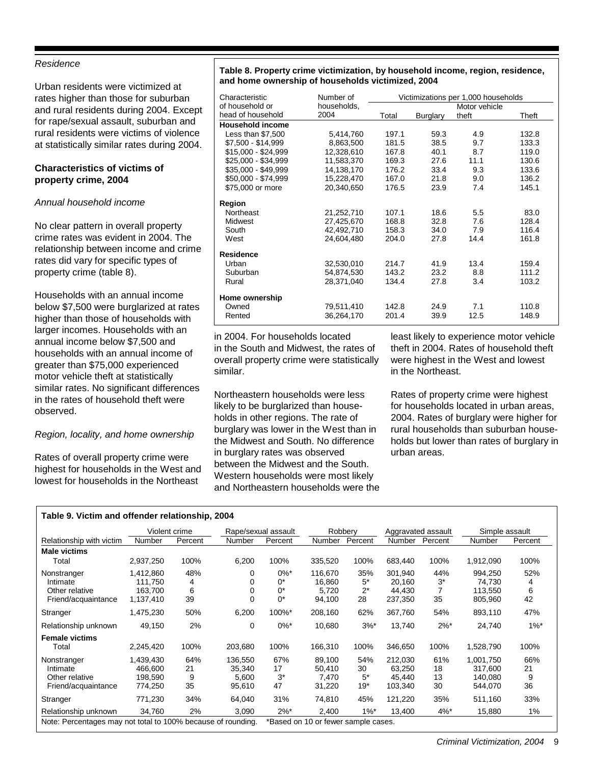*Residence*

Urban residents were victimized at rates higher than those for suburban and rural residents during 2004. Except for rape/sexual assault, suburban and rural residents were victims of violence at statistically similar rates during 2004.

### Characteristics of victims of property crime, 2004

*Annual household income*

No clear pattern in overall property crime rates was evident in 2004. The relationship between income and crime rates did vary for specific types of property crime (table 8).

Households with an annual income below $7,500 were burglarized at rates higher than those of households with larger incomes. Households with an annual income below $7,500 and households with an annual income of greater than $75,000 experienced motor vehicle theft at statistically similar rates. No significant differences in the rates of household theft were observed.

*Region, locality, and home ownership*

Rates of overall property crime were highest for households in the West and lowest for households in the Northeast in 2004. For households located in the South and Midwest, the rates of overall property crime were statistically similar.

Northeastern households were less likely to be burglarized than households in other regions. The rate of burglary was lower in the West than in the Midwest and South. No difference in burglary rates was observed between the Midwest and the South. Western households were most likely and Northeastern households were the least likely to experience motor vehicle theft in 2004. Rates of household theft were highest in the West and lowest in the Northeast.

Rates of property crime were highest for households located in urban areas, 2004. Rates of burglary were higher for rural households than suburban households but lower than rates of burglary in urban areas.

**Table 8. Property crime victimization, by household income, region, residence, and home ownership of households victimized, 2004**

| Characteristic of household or head of household | Number of households, 2004 | Victimizations per 1,000 households | | | |
|---|---|---|---|---|---|
| | | Total | Burglary | Motor vehicle theft | Theft |
| **Household income** | | | | | |
| Less than $7,500 | 5,414,760 | 197.1 | 59.3 | 4.9 | 132.8 |
| $7,500 - $14,999 | 8,863,500 | 181.5 | 38.5 | 9.7 | 133.3 |
| $15,000 - $24,999 | 12,328,610 | 167.8 | 40.1 | 8.7 | 119.0 |
| $25,000 - $34,999 | 11,583,370 | 169.3 | 27.6 | 11.1 | 130.6 |
| $35,000 - $49,999 | 14,138,170 | 176.2 | 33.4 | 9.3 | 133.6 |
| $50,000 - $74,999 | 15,228,470 | 167.0 | 21.8 | 9.0 | 136.2 |
| $75,000 or more | 20,340,650 | 176.5 | 23.9 | 7.4 | 145.1 |
| **Region** | | | | | |
| Northeast | 21,252,710 | 107.1 | 18.6 | 5.5 | 83.0 |
| Midwest | 27,425,670 | 168.8 | 32.8 | 7.6 | 128.4 |
| South | 42,492,710 | 158.3 | 34.0 | 7.9 | 116.4 |
| West | 24,604,480 | 204.0 | 27.8 | 14.4 | 161.8 |
| **Residence** | | | | | |
| Urban | 32,530,010 | 214.7 | 41.9 | 13.4 | 159.4 |
| Suburban | 54,874,530 | 143.2 | 23.2 | 8.8 | 111.2 |
| Rural | 28,371,040 | 134.4 | 27.8 | 3.4 | 103.2 |
| **Home ownership** | | | | | |
| Owned | 79,511,410 | 142.8 | 24.9 | 7.1 | 110.8 |
| Rented | 36,264,170 | 201.4 | 39.9 | 12.5 | 148.9 |

**Table 9. Victim and offender relationship, 2004**

| Relationship with victim | Violent crime | | Rape/sexual assault | | Robbery | | Aggravated assault | | Simple assault | |
|---|---|---|---|---|---|---|---|---|---|---|
| | Number | Percent | Number | Percent | Number | Percent | Number | Percent | Number | Percent |
| **Male victims** | | | | | | | | | | |
| Total | 2,937,250 | 100% | 6,200 | 100% | 335,520 | 100% | 683,440 | 100% | 1,912,090 | 100% |
| Nonstranger | 1,412,860 | 48% | 0 | 0%* | 116,670 | 35% | 301,940 | 44% | 994,250 | 52% |
| Intimate | 111,750 | 4 | 0 | 0* | 16,860 | 5* | 20,160 | 3* | 74,730 | 4 |
| Other relative | 163,700 | 6 | 0 | 0* | 5,720 | 2* | 44,430 | 7 | 113,550 | 6 |
| Friend/acquaintance | 1,137,410 | 39 | 0 | 0* | 94,100 | 28 | 237,350 | 35 | 805,960 | 42 |
| Stranger | 1,475,230 | 50% | 6,200 | 100%* | 208,160 | 62% | 367,760 | 54% | 893,110 | 47% |
| Relationship unknown | 49,150 | 2% | 0 | 0%* | 10,680 | 3%* | 13,740 | 2%* | 24,740 | 1%* |
| **Female victims** | | | | | | | | | | |
| Total | 2,245,420 | 100% | 203,680 | 100% | 166,310 | 100% | 346,650 | 100% | 1,528,790 | 100% |
| Nonstranger | 1,439,430 | 64% | 136,550 | 67% | 89,100 | 54% | 212,030 | 61% | 1,001,750 | 66% |
| Intimate | 466,600 | 21 | 35,340 | 17 | 50,410 | 30 | 63,250 | 18 | 317,600 | 21 |
| Other relative | 198,590 | 9 | 5,600 | 3* | 7,470 | 5* | 45,440 | 13 | 140,080 | 9 |
| Friend/acquaintance | 774,250 | 35 | 95,610 | 47 | 31,220 | 19* | 103,340 | 30 | 544,070 | 36 |
| Stranger | 771,230 | 34% | 64,040 | 31% | 74,810 | 45% | 121,220 | 35% | 511,160 | 33% |
| Relationship unknown | 34,760 | 2% | 3,090 | 2%* | 2,400 | 1%* | 13,400 | 4%* | 15,880 | 1% |

Note: Percentages may not total to 100% because of rounding. *Based on 10 or fewer sample cases.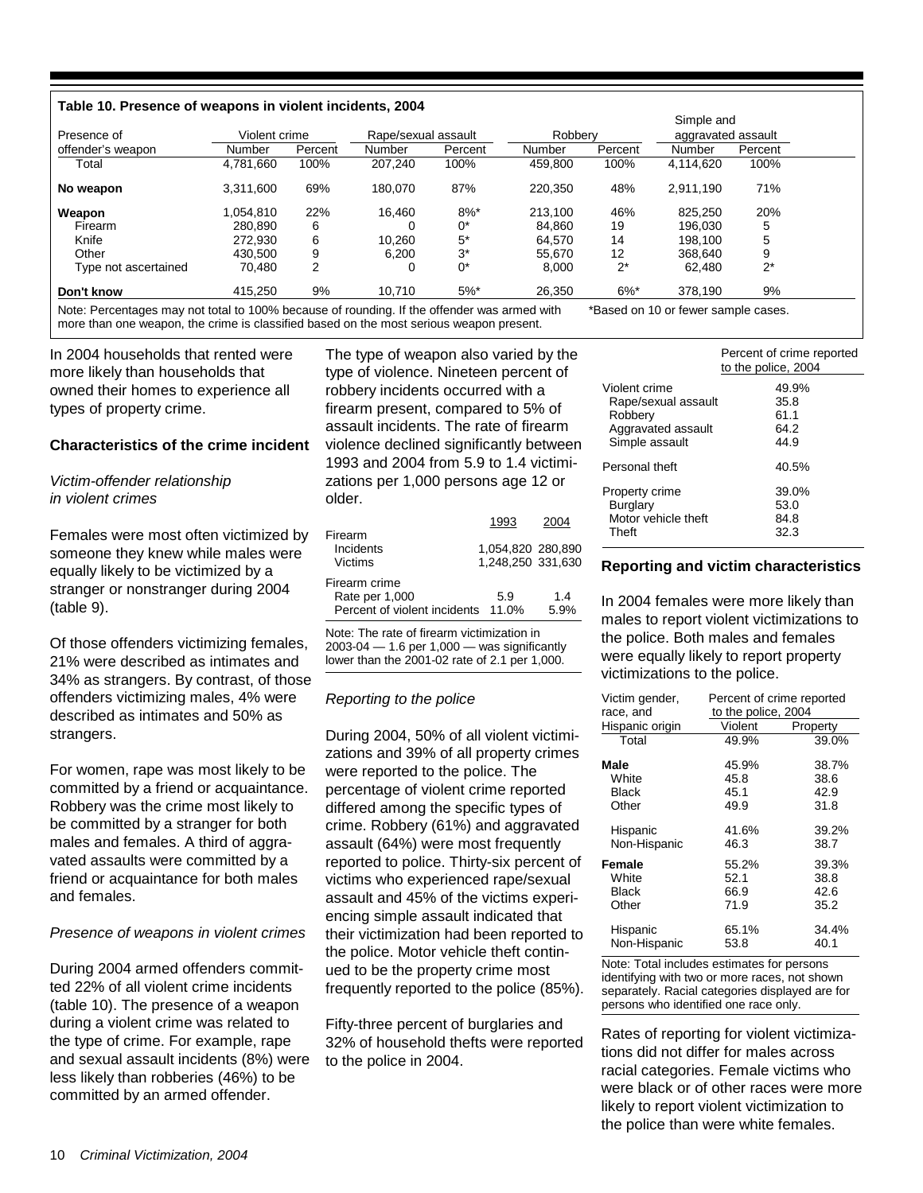**Table 10. Presence of weapons in violent incidents, 2004**

| Presence of offender's weapon | Violent crime | | Rape/sexual assault | | Robbery | | Simple and aggravated assault | |
|---|---|---|---|---|---|---|---|---|
| | Number | Percent | Number | Percent | Number | Percent | Number | Percent |
| Total | 4,781,660 | 100% | 207,240 | 100% | 459,800 | 100% | 4,114,620 | 100% |
| **No weapon** | 3,311,600 | 69% | 180,070 | 87% | 220,350 | 48% | 2,911,190 | 71% |
| **Weapon** | 1,054,810 | 22% | 16,460 | 8%* | 213,100 | 46% | 825,250 | 20% |
| Firearm | 280,890 | 6 | 0 | 0* | 84,860 | 19 | 196,030 | 5 |
| Knife | 272,930 | 6 | 10,260 | 5* | 64,570 | 14 | 198,100 | 5 |
| Other | 430,500 | 9 | 6,200 | 3* | 55,670 | 12 | 368,640 | 9 |
| Type not ascertained | 70,480 | 2 | 0 | 0* | 8,000 | 2* | 62,480 | 2* |
| **Don't know** | 415,250 | 9% | 10,710 | 5%* | 26,350 | 6%* | 378,190 | 9% |

Note: Percentages may not total to 100% because of rounding. If the offender was armed with more than one weapon, the crime is classified based on the most serious weapon present.

*Based on 10 or fewer sample cases.

In 2004 households that rented were more likely than households that owned their homes to experience all types of property crime.

### Characteristics of the crime incident

*Victim-offender relationship in violent crimes*

Females were most often victimized by someone they knew while males were equally likely to be victimized by a stranger or nonstranger during 2004 (table 9).

Of those offenders victimizing females, 21% were described as intimates and 34% as strangers. By contrast, of those offenders victimizing males, 4% were described as intimates and 50% as strangers.

For women, rape was most likely to be committed by a friend or acquaintance. Robbery was the crime most likely to be committed by a stranger for both males and females. A third of aggravated assaults were committed by a friend or acquaintance for both males and females.

*Presence of weapons in violent crimes*

During 2004 armed offenders committed 22% of all violent crime incidents (table 10). The presence of a weapon during a violent crime was related to the type of crime. For example, rape and sexual assault incidents (8%) were less likely than robberies (46%) to be committed by an armed offender.

The type of weapon also varied by the type of violence. Nineteen percent of robbery incidents occurred with a firearm present, compared to 5% of assault incidents. The rate of firearm violence declined significantly between 1993 and 2004 from 5.9 to 1.4 victimizations per 1,000 persons age 12 or older.

| | 1993 | 2004 |
|---|---|---|
| Firearm | | |
| Incidents | 1,054,820 | 280,890 |
| Victims | 1,248,250 | 331,630 |
| Firearm crime | | |
| Rate per 1,000 | 5.9 | 1.4 |
| Percent of violent incidents | 11.0% | 5.9% |

Note: The rate of firearm victimization in 2003-04 — 1.6 per 1,000 — was significantly lower than the 2001-02 rate of 2.1 per 1,000.

*Reporting to the police*

During 2004, 50% of all violent victimizations and 39% of all property crimes were reported to the police. The percentage of violent crime reported differed among the specific types of crime. Robbery (61%) and aggravated assault (64%) were most frequently reported to police. Thirty-six percent of victims who experienced rape/sexual assault and 45% of the victims experiencing simple assault indicated that their victimization had been reported to the police. Motor vehicle theft continued to be the property crime most frequently reported to the police (85%).

Fifty-three percent of burglaries and 32% of household thefts were reported to the police in 2004.

| | Percent of crime reported to the police, 2004 |
|---|---|
| Violent crime | 49.9% |
| Rape/sexual assault | 35.8 |
| Robbery | 61.1 |
| Aggravated assault | 64.2 |
| Simple assault | 44.9 |
| Personal theft | 40.5% |
| Property crime | 39.0% |
| Burglary | 53.0 |
| Motor vehicle theft | 84.8 |
| Theft | 32.3 |

### Reporting and victim characteristics

In 2004 females were more likely than males to report violent victimizations to the police. Both males and females were equally likely to report property victimizations to the police.

| Victim gender, race, and Hispanic origin | Percent of crime reported to the police, 2004 | |
|---|---|---|
| | Violent | Property |
| Total | 49.9% | 39.0% |
| **Male** | 45.9% | 38.7% |
| White | 45.8 | 38.6 |
| Black | 45.1 | 42.9 |
| Other | 49.9 | 31.8 |
| Hispanic | 41.6% | 39.2% |
| Non-Hispanic | 46.3 | 38.7 |
| **Female** | 55.2% | 39.3% |
| White | 52.1 | 38.8 |
| Black | 66.9 | 42.6 |
| Other | 71.9 | 35.2 |
| Hispanic | 65.1% | 34.4% |
| Non-Hispanic | 53.8 | 40.1 |

Note: Total includes estimates for persons identifying with two or more races, not shown separately. Racial categories displayed are for persons who identified one race only.

Rates of reporting for violent victimizations did not differ for males across racial categories. Female victims who were black or of other races were more likely to report violent victimization to the police than were white females.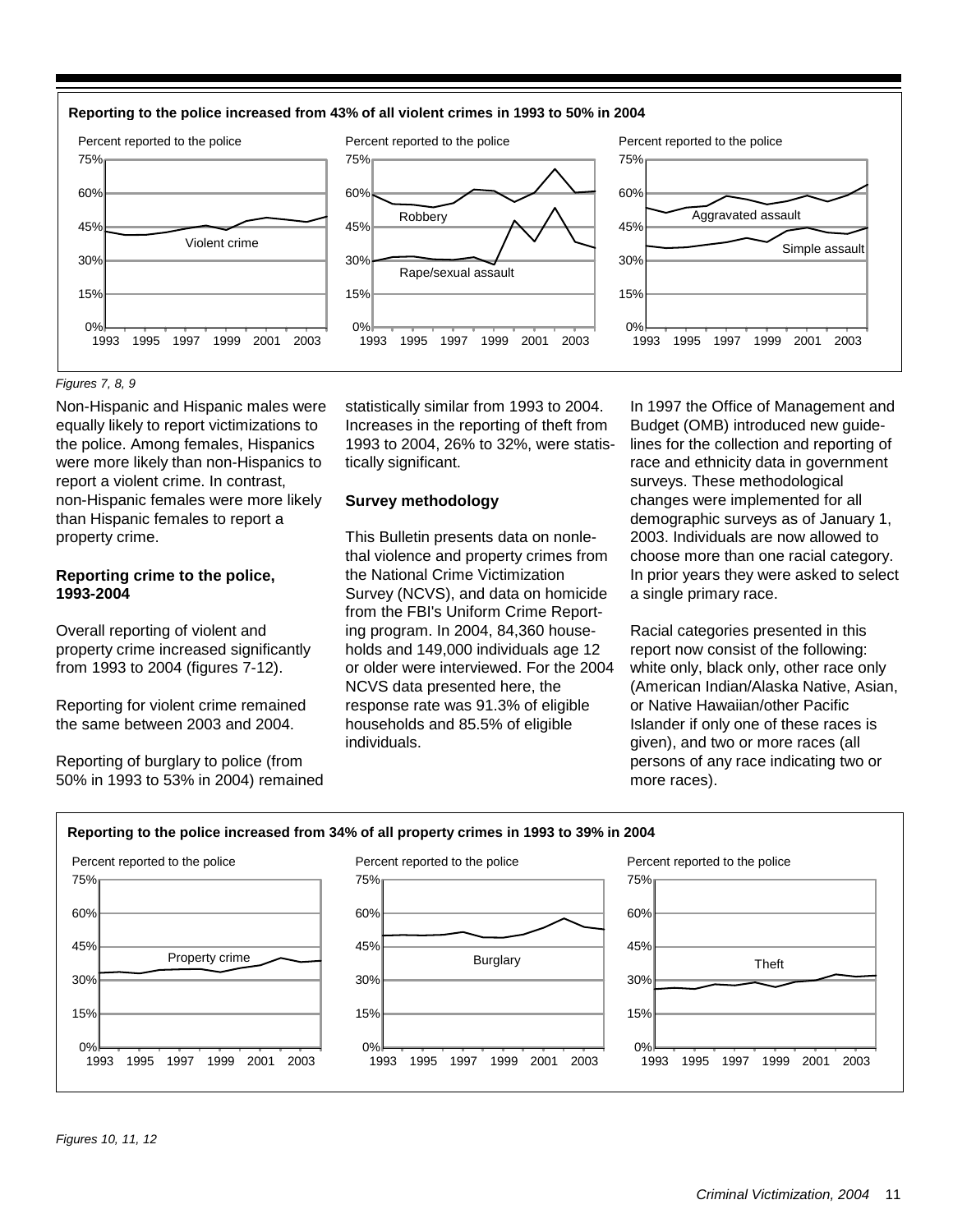**Reporting to the police increased from 43% of all violent crimes in 1993 to 50% in 2004**

*Figures 7, 8, 9*

Non-Hispanic and Hispanic males were equally likely to report victimizations to the police. Among females, Hispanics were more likely than non-Hispanics to report a violent crime. In contrast, non-Hispanic females were more likely than Hispanic females to report a property crime.

### Reporting crime to the police, 1993-2004

Overall reporting of violent and property crime increased significantly from 1993 to 2004 (figures 7-12).

Reporting for violent crime remained the same between 2003 and 2004.

Reporting of burglary to police (from 50% in 1993 to 53% in 2004) remained statistically similar from 1993 to 2004. Increases in the reporting of theft from 1993 to 2004, 26% to 32%, were statistically significant.

### Survey methodology

This Bulletin presents data on nonlethal violence and property crimes from the National Crime Victimization Survey (NCVS), and data on homicide from the FBI's Uniform Crime Reporting program. In 2004, 84,360 households and 149,000 individuals age 12 or older were interviewed. For the 2004 NCVS data presented here, the response rate was 91.3% of eligible households and 85.5% of eligible individuals.

In 1997 the Office of Management and Budget (OMB) introduced new guidelines for the collection and reporting of race and ethnicity data in government surveys. These methodological changes were implemented for all demographic surveys as of January 1, 2003. Individuals are now allowed to choose more than one racial category. In prior years they were asked to select a single primary race.

Racial categories presented in this report now consist of the following: white only, black only, other race only (American Indian/Alaska Native, Asian, or Native Hawaiian/other Pacific Islander if only one of these races is given), and two or more races (all persons of any race indicating two or more races).

**Reporting to the police increased from 34% of all property crimes in 1993 to 39% in 2004**

*Figures 10, 11, 12*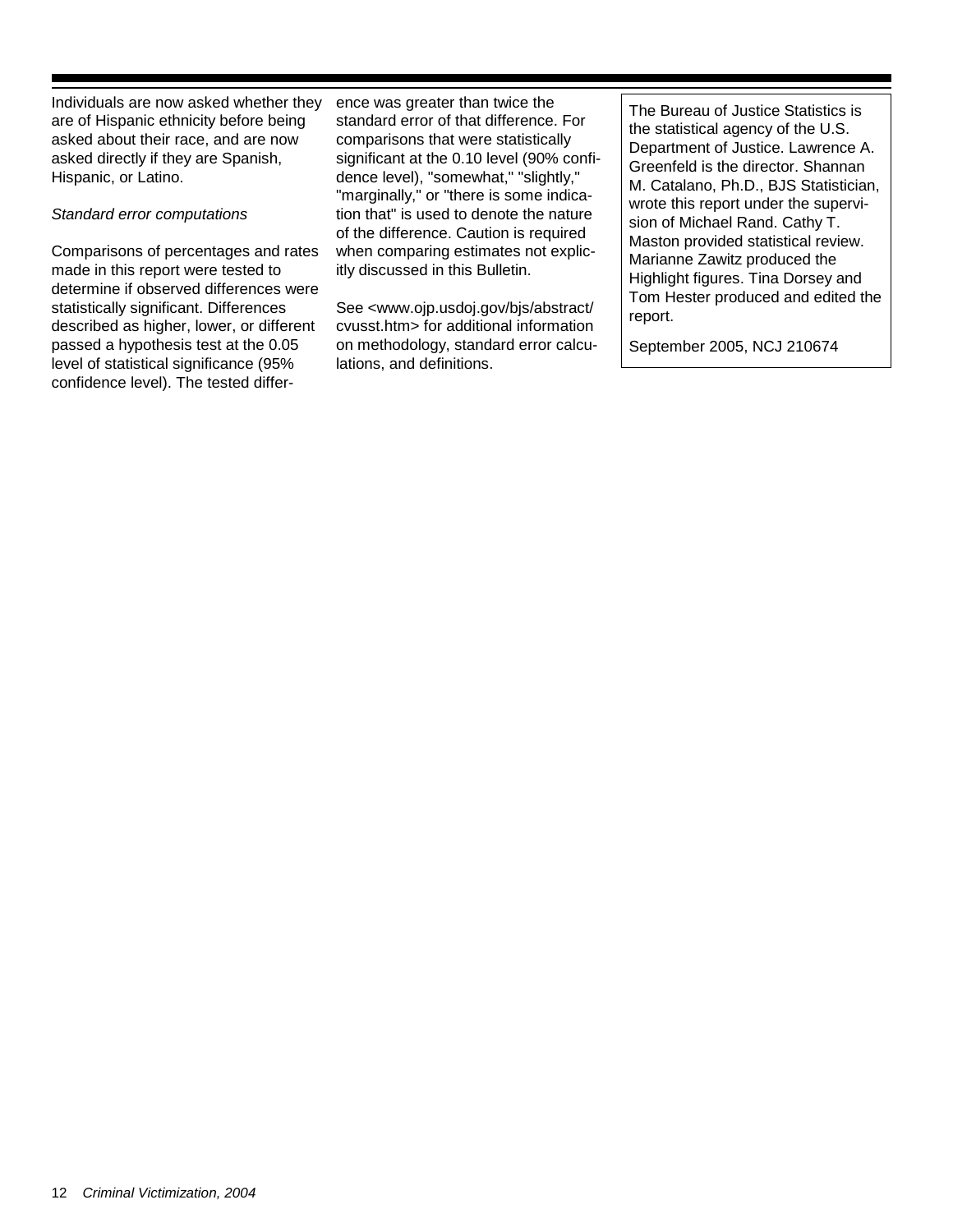Individuals are now asked whether they are of Hispanic ethnicity before being asked about their race, and are now asked directly if they are Spanish, Hispanic, or Latino.

*Standard error computations*

Comparisons of percentages and rates made in this report were tested to determine if observed differences were statistically significant. Differences described as higher, lower, or different passed a hypothesis test at the 0.05 level of statistical significance (95% confidence level). The tested difference was greater than twice the standard error of that difference. For comparisons that were statistically significant at the 0.10 level (90% confidence level), "somewhat," "slightly," "marginally," or "there is some indication that" is used to denote the nature of the difference. Caution is required when comparing estimates not explicitly discussed in this Bulletin.

See <www.ojp.usdoj.gov/bjs/abstract/cvusst.htm> for additional information on methodology, standard error calculations, and definitions.

The Bureau of Justice Statistics is the statistical agency of the U.S. Department of Justice. Lawrence A. Greenfeld is the director. Shannan M. Catalano, Ph.D., BJS Statistician, wrote this report under the supervision of Michael Rand. Cathy T. Maston provided statistical review. Marianne Zawitz produced the Highlight figures. Tina Dorsey and Tom Hester produced and edited the report.

September 2005, NCJ 210674